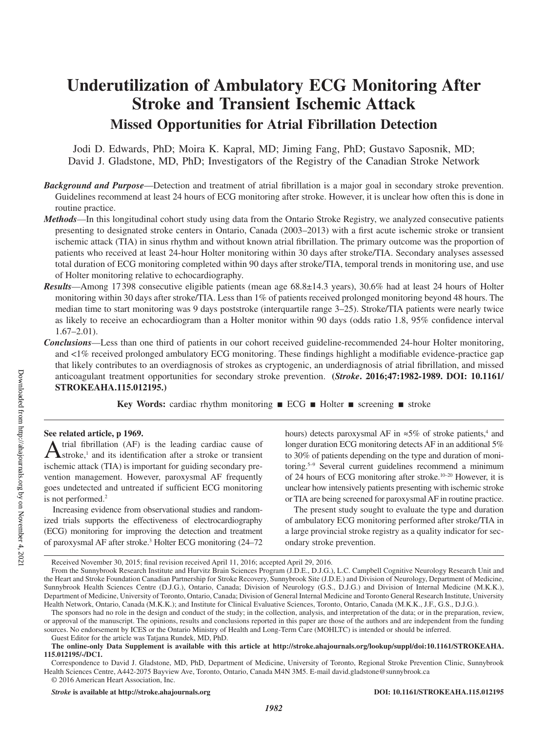# Underutilization of Ambulatory ECG Monitoring After Stroke and Transient Ischemic Attack

## Missed Opportunities for Atrial Fibrillation Detection

Jodi D. Edwards, PhD; Moira K. Kapral, MD; Jiming Fang, PhD; Gustavo Saposnik, MD; David J. Gladstone, MD, PhD; Investigators of the Registry of the Canadian Stroke Network

***Background and Purpose***—Detection and treatment of atrial fibrillation is a major goal in secondary stroke prevention. Guidelines recommend at least 24 hours of ECG monitoring after stroke. However, it is unclear how often this is done in routine practice.

***Methods***—In this longitudinal cohort study using data from the Ontario Stroke Registry, we analyzed consecutive patients presenting to designated stroke centers in Ontario, Canada (2003–2013) with a first acute ischemic stroke or transient ischemic attack (TIA) in sinus rhythm and without known atrial fibrillation. The primary outcome was the proportion of patients who received at least 24-hour Holter monitoring within 30 days after stroke/TIA. Secondary analyses assessed total duration of ECG monitoring completed within 90 days after stroke/TIA, temporal trends in monitoring use, and use of Holter monitoring relative to echocardiography.

***Results***—Among 17 398 consecutive eligible patients (mean age 68.8±14.3 years), 30.6% had at least 24 hours of Holter monitoring within 30 days after stroke/TIA. Less than 1% of patients received prolonged monitoring beyond 48 hours. The median time to start monitoring was 9 days poststroke (interquartile range 3–25). Stroke/TIA patients were nearly twice as likely to receive an echocardiogram than a Holter monitor within 90 days (odds ratio 1.8, 95% confidence interval 1.67–2.01).

***Conclusions***—Less than one third of patients in our cohort received guideline-recommended 24-hour Holter monitoring, and <1% received prolonged ambulatory ECG monitoring. These findings highlight a modifiable evidence-practice gap that likely contributes to an overdiagnosis of strokes as cryptogenic, an underdiagnosis of atrial fibrillation, and missed anticoagulant treatment opportunities for secondary stroke prevention. **(*Stroke*. 2016;47:1982-1989. DOI: 10.1161/STROKEAHA.115.012195.)**

**Key Words:** cardiac rhythm monitoring ■ ECG ■ Holter ■ screening ■ stroke

**See related article, p 1969.**

Atrial fibrillation (AF) is the leading cardiac cause of stroke,[1] and its identification after a stroke or transient ischemic attack (TIA) is important for guiding secondary prevention management. However, paroxysmal AF frequently goes undetected and untreated if sufficient ECG monitoring is not performed.[2]

Increasing evidence from observational studies and randomized trials supports the effectiveness of electrocardiography (ECG) monitoring for improving the detection and treatment of paroxysmal AF after stroke.[3] Holter ECG monitoring (24–72 hours) detects paroxysmal AF in ≈5% of stroke patients,[4] and longer duration ECG monitoring detects AF in an additional 5% to 30% of patients depending on the type and duration of monitoring.[5–9] Several current guidelines recommend a minimum of 24 hours of ECG monitoring after stroke.[10–20] However, it is unclear how intensively patients presenting with ischemic stroke or TIA are being screened for paroxysmal AF in routine practice.

The present study sought to evaluate the type and duration of ambulatory ECG monitoring performed after stroke/TIA in a large provincial stroke registry as a quality indicator for secondary stroke prevention.

Received November 30, 2015; final revision received April 11, 2016; accepted April 29, 2016.

From the Sunnybrook Research Institute and Hurvitz Brain Sciences Program (J.D.E., D.J.G.), L.C. Campbell Cognitive Neurology Research Unit and the Heart and Stroke Foundation Canadian Partnership for Stroke Recovery, Sunnybrook Site (J.D.E.) and Division of Neurology, Department of Medicine, Sunnybrook Health Sciences Centre (D.J.G.), Ontario, Canada; Division of Neurology (G.S., D.J.G.) and Division of Internal Medicine (M.K.K.), Department of Medicine, University of Toronto, Ontario, Canada; Division of General Internal Medicine and Toronto General Research Institute, University Health Network, Ontario, Canada (M.K.K.); and Institute for Clinical Evaluative Sciences, Toronto, Ontario, Canada (M.K.K., J.F., G.S., D.J.G.).

The sponsors had no role in the design and conduct of the study; in the collection, analysis, and interpretation of the data; or in the preparation, review, or approval of the manuscript. The opinions, results and conclusions reported in this paper are those of the authors and are independent from the funding sources. No endorsement by ICES or the Ontario Ministry of Health and Long-Term Care (MOHLTC) is intended or should be inferred.

Guest Editor for the article was Tatjana Rundek, MD, PhD.

**The online-only Data Supplement is available with this article at http://stroke.ahajournals.org/lookup/suppl/doi:10.1161/STROKEAHA.115.012195/-/DC1.**

Correspondence to David J. Gladstone, MD, PhD, Department of Medicine, University of Toronto, Regional Stroke Prevention Clinic, Sunnybrook Health Sciences Centre, A442-2075 Bayview Ave, Toronto, Ontario, Canada M4N 3M5. E-mail david.gladstone@sunnybrook.ca

© 2016 American Heart Association, Inc.

*Stroke* **is available at http://stroke.ahajournals.org** **DOI: 10.1161/STROKEAHA.115.012195**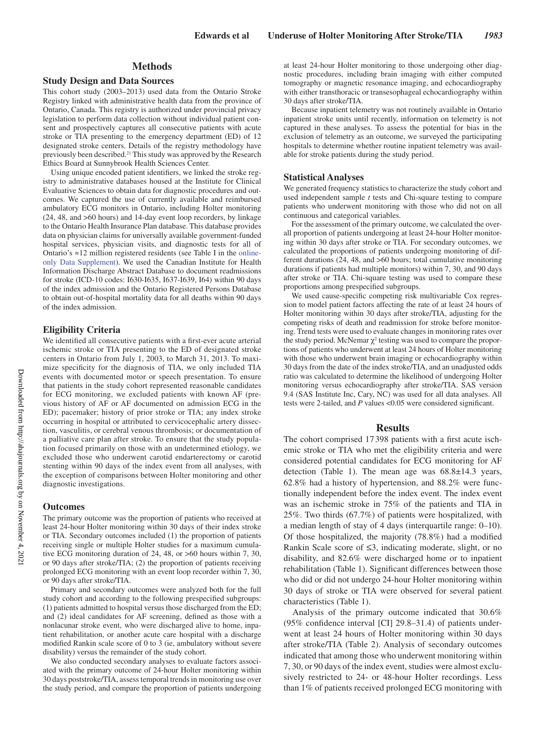## Methods

### Study Design and Data Sources

This cohort study (2003–2013) used data from the Ontario Stroke Registry linked with administrative health data from the province of Ontario, Canada. This registry is authorized under provincial privacy legislation to perform data collection without individual patient consent and prospectively captures all consecutive patients with acute stroke or TIA presenting to the emergency department (ED) of 12 designated stroke centers. Details of the registry methodology have previously been described.[21] This study was approved by the Research Ethics Board at Sunnybrook Health Sciences Center.

Using unique encoded patient identifiers, we linked the stroke registry to administrative databases housed at the Institute for Clinical Evaluative Sciences to obtain data for diagnostic procedures and outcomes. We captured the use of currently available and reimbursed ambulatory ECG monitors in Ontario, including Holter monitoring (24, 48, and >60 hours) and 14-day event loop recorders, by linkage to the Ontario Health Insurance Plan database. This database provides data on physician claims for universally available government-funded hospital services, physician visits, and diagnostic tests for all of Ontario's ≈12 million registered residents (see Table I in the online-only Data Supplement). We used the Canadian Institute for Health Information Discharge Abstract Database to document readmissions for stroke (ICD-10 codes: I630-I635, I637-I639, I64) within 90 days of the index admission and the Ontario Registered Persons Database to obtain out-of-hospital mortality data for all deaths within 90 days of the index admission.

### Eligibility Criteria

We identified all consecutive patients with a first-ever acute arterial ischemic stroke or TIA presenting to the ED of designated stroke centers in Ontario from July 1, 2003, to March 31, 2013. To maximize specificity for the diagnosis of TIA, we only included TIA events with documented motor or speech presentation. To ensure that patients in the study cohort represented reasonable candidates for ECG monitoring, we excluded patients with known AF (previous history of AF or AF documented on admission ECG in the ED); pacemaker; history of prior stroke or TIA; any index stroke occurring in hospital or attributed to cervicocephalic artery dissection, vasculitis, or cerebral venous thrombosis; or documentation of a palliative care plan after stroke. To ensure that the study population focused primarily on those with an undetermined etiology, we excluded those who underwent carotid endarterectomy or carotid stenting within 90 days of the index event from all analyses, with the exception of comparisons between Holter monitoring and other diagnostic investigations.

### Outcomes

The primary outcome was the proportion of patients who received at least 24-hour Holter monitoring within 30 days of their index stroke or TIA. Secondary outcomes included (1) the proportion of patients receiving single or multiple Holter studies for a maximum cumulative ECG monitoring duration of 24, 48, or >60 hours within 7, 30, or 90 days after stroke/TIA; (2) the proportion of patients receiving prolonged ECG monitoring with an event loop recorder within 7, 30, or 90 days after stroke/TIA.

Primary and secondary outcomes were analyzed both for the full study cohort and according to the following prespecified subgroups: (1) patients admitted to hospital versus those discharged from the ED; and (2) ideal candidates for AF screening, defined as those with a nonlacunar stroke event, who were discharged alive to home, inpatient rehabilitation, or another acute care hospital with a discharge modified Rankin scale score of 0 to 3 (ie, ambulatory without severe disability) versus the remainder of the study cohort.

We also conducted secondary analyses to evaluate factors associated with the primary outcome of 24-hour Holter monitoring within 30 days poststroke/TIA, assess temporal trends in monitoring use over the study period, and compare the proportion of patients undergoing at least 24-hour Holter monitoring to those undergoing other diagnostic procedures, including brain imaging with either computed tomography or magnetic resonance imaging, and echocardiography with either transthoracic or transesophageal echocardiography within 30 days after stroke/TIA.

Because inpatient telemetry was not routinely available in Ontario inpatient stroke units until recently, information on telemetry is not captured in these analyses. To assess the potential for bias in the exclusion of telemetry as an outcome, we surveyed the participating hospitals to determine whether routine inpatient telemetry was available for stroke patients during the study period.

### Statistical Analyses

We generated frequency statistics to characterize the study cohort and used independent sample *t* tests and Chi-square testing to compare patients who underwent monitoring with those who did not on all continuous and categorical variables.

For the assessment of the primary outcome, we calculated the overall proportion of patients undergoing at least 24-hour Holter monitoring within 30 days after stroke or TIA. For secondary outcomes, we calculated the proportions of patients undergoing monitoring of different durations (24, 48, and >60 hours; total cumulative monitoring durations if patients had multiple monitors) within 7, 30, and 90 days after stroke or TIA. Chi-square testing was used to compare these proportions among prespecified subgroups.

We used cause-specific competing risk multivariable Cox regression to model patient factors affecting the rate of at least 24 hours of Holter monitoring within 30 days after stroke/TIA, adjusting for the competing risks of death and readmission for stroke before monitoring. Trend tests were used to evaluate changes in monitoring rates over the study period. McNemar $\chi^2$ testing was used to compare the proportions of patients who underwent at least 24 hours of Holter monitoring with those who underwent brain imaging or echocardiography within 30 days from the date of the index stroke/TIA, and an unadjusted odds ratio was calculated to determine the likelihood of undergoing Holter monitoring versus echocardiography after stroke/TIA. SAS version 9.4 (SAS Institute Inc, Cary, NC) was used for all data analyses. All tests were 2-tailed, and *P* values <0.05 were considered significant.

## Results

The cohort comprised 17 398 patients with a first acute ischemic stroke or TIA who met the eligibility criteria and were considered potential candidates for ECG monitoring for AF detection (Table 1). The mean age was 68.8±14.3 years, 62.8% had a history of hypertension, and 88.2% were functionally independent before the index event. The index event was an ischemic stroke in 75% of the patients and TIA in 25%. Two thirds (67.7%) of patients were hospitalized, with a median length of stay of 4 days (interquartile range: 0–10). Of those hospitalized, the majority (78.8%) had a modified Rankin Scale score of ≤3, indicating moderate, slight, or no disability, and 82.6% were discharged home or to inpatient rehabilitation (Table 1). Significant differences between those who did or did not undergo 24-hour Holter monitoring within 30 days of stroke or TIA were observed for several patient characteristics (Table 1).

Analysis of the primary outcome indicated that 30.6% (95% confidence interval [CI] 29.8–31.4) of patients underwent at least 24 hours of Holter monitoring within 30 days after stroke/TIA (Table 2). Analysis of secondary outcomes indicated that among those who underwent monitoring within 7, 30, or 90 days of the index event, studies were almost exclusively restricted to 24- or 48-hour Holter recordings. Less than 1% of patients received prolonged ECG monitoring with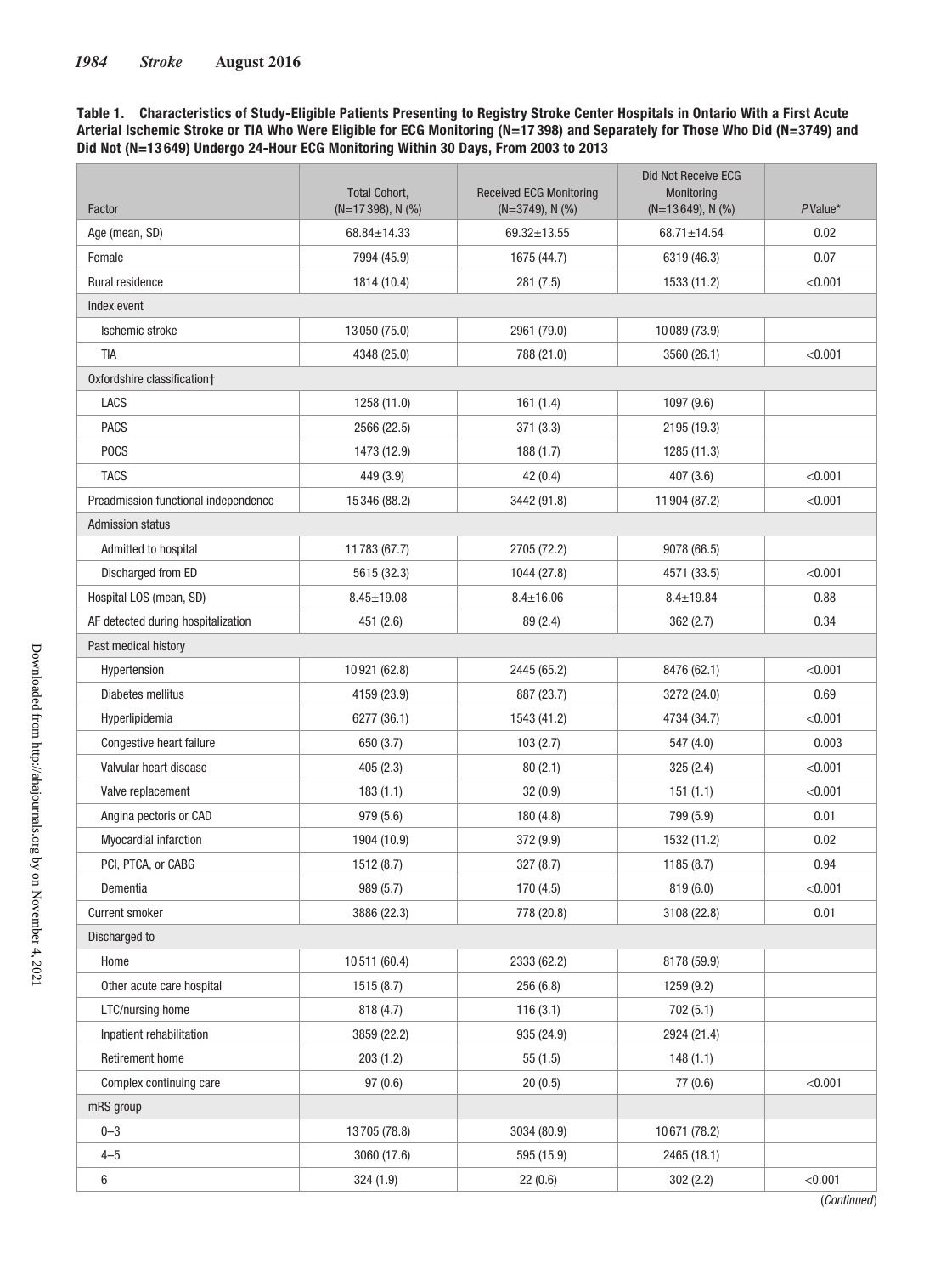**Table 1. Characteristics of Study-Eligible Patients Presenting to Registry Stroke Center Hospitals in Ontario With a First Acute Arterial Ischemic Stroke or TIA Who Were Eligible for ECG Monitoring (N=17 398) and Separately for Those Who Did (N=3749) and Did Not (N=13 649) Undergo 24-Hour ECG Monitoring Within 30 Days, From 2003 to 2013**

| Factor | Total Cohort, (N=17 398), N (%) | Received ECG Monitoring (N=3749), N (%) | Did Not Receive ECG Monitoring (N=13 649), N (%) | *P* Value* |
|---|---|---|---|---|
| Age (mean, SD) | 68.84±14.33 | 69.32±13.55 | 68.71±14.54 | 0.02 |
| Female | 7994 (45.9) | 1675 (44.7) | 6319 (46.3) | 0.07 |
| Rural residence | 1814 (10.4) | 281 (7.5) | 1533 (11.2) | <0.001 |
| Index event | | | | |
| Ischemic stroke | 13 050 (75.0) | 2961 (79.0) | 10 089 (73.9) | |
| TIA | 4348 (25.0) | 788 (21.0) | 3560 (26.1) | <0.001 |
| Oxfordshire classification† | | | | |
| LACS | 1258 (11.0) | 161 (1.4) | 1097 (9.6) | |
| PACS | 2566 (22.5) | 371 (3.3) | 2195 (19.3) | |
| POCS | 1473 (12.9) | 188 (1.7) | 1285 (11.3) | |
| TACS | 449 (3.9) | 42 (0.4) | 407 (3.6) | <0.001 |
| Preadmission functional independence | 15 346 (88.2) | 3442 (91.8) | 11 904 (87.2) | <0.001 |
| Admission status | | | | |
| Admitted to hospital | 11 783 (67.7) | 2705 (72.2) | 9078 (66.5) | |
| Discharged from ED | 5615 (32.3) | 1044 (27.8) | 4571 (33.5) | <0.001 |
| Hospital LOS (mean, SD) | 8.45±19.08 | 8.4±16.06 | 8.4±19.84 | 0.88 |
| AF detected during hospitalization | 451 (2.6) | 89 (2.4) | 362 (2.7) | 0.34 |
| Past medical history | | | | |
| Hypertension | 10 921 (62.8) | 2445 (65.2) | 8476 (62.1) | <0.001 |
| Diabetes mellitus | 4159 (23.9) | 887 (23.7) | 3272 (24.0) | 0.69 |
| Hyperlipidemia | 6277 (36.1) | 1543 (41.2) | 4734 (34.7) | <0.001 |
| Congestive heart failure | 650 (3.7) | 103 (2.7) | 547 (4.0) | 0.003 |
| Valvular heart disease | 405 (2.3) | 80 (2.1) | 325 (2.4) | <0.001 |
| Valve replacement | 183 (1.1) | 32 (0.9) | 151 (1.1) | <0.001 |
| Angina pectoris or CAD | 979 (5.6) | 180 (4.8) | 799 (5.9) | 0.01 |
| Myocardial infarction | 1904 (10.9) | 372 (9.9) | 1532 (11.2) | 0.02 |
| PCI, PTCA, or CABG | 1512 (8.7) | 327 (8.7) | 1185 (8.7) | 0.94 |
| Dementia | 989 (5.7) | 170 (4.5) | 819 (6.0) | <0.001 |
| Current smoker | 3886 (22.3) | 778 (20.8) | 3108 (22.8) | 0.01 |
| Discharged to | | | | |
| Home | 10 511 (60.4) | 2333 (62.2) | 8178 (59.9) | |
| Other acute care hospital | 1515 (8.7) | 256 (6.8) | 1259 (9.2) | |
| LTC/nursing home | 818 (4.7) | 116 (3.1) | 702 (5.1) | |
| Inpatient rehabilitation | 3859 (22.2) | 935 (24.9) | 2924 (21.4) | |
| Retirement home | 203 (1.2) | 55 (1.5) | 148 (1.1) | |
| Complex continuing care | 97 (0.6) | 20 (0.5) | 77 (0.6) | <0.001 |
| mRS group | | | | |
| 0–3 | 13 705 (78.8) | 3034 (80.9) | 10 671 (78.2) | |
| 4–5 | 3060 (17.6) | 595 (15.9) | 2465 (18.1) | |
| 6 | 324 (1.9) | 22 (0.6) | 302 (2.2) | <0.001 |

(*Continued*)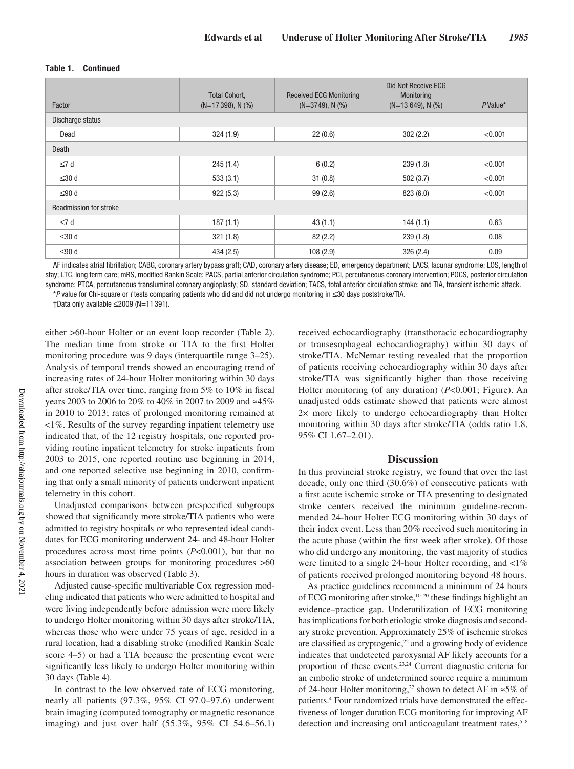**Table 1. Continued**

| Factor | Total Cohort, (N=17 398), N (%) | Received ECG Monitoring (N=3749), N (%) | Did Not Receive ECG Monitoring (N=13 649), N (%) | *P* Value* |
|---|---|---|---|---|
| Discharge status | | | | |
| Dead | 324 (1.9) | 22 (0.6) | 302 (2.2) | <0.001 |
| Death | | | | |
| ≤7 d | 245 (1.4) | 6 (0.2) | 239 (1.8) | <0.001 |
| ≤30 d | 533 (3.1) | 31 (0.8) | 502 (3.7) | <0.001 |
| ≤90 d | 922 (5.3) | 99 (2.6) | 823 (6.0) | <0.001 |
| Readmission for stroke | | | | |
| ≤7 d | 187 (1.1) | 43 (1.1) | 144 (1.1) | 0.63 |
| ≤30 d | 321 (1.8) | 82 (2.2) | 239 (1.8) | 0.08 |
| ≤90 d | 434 (2.5) | 108 (2.9) | 326 (2.4) | 0.09 |

AF indicates atrial fibrillation; CABG, coronary artery bypass graft; CAD, coronary artery disease; ED, emergency department; LACS, lacunar syndrome; LOS, length of stay; LTC, long term care; mRS, modified Rankin Scale; PACS, partial anterior circulation syndrome; PCI, percutaneous coronary intervention; POCS, posterior circulation syndrome; PTCA, percutaneous transluminal coronary angioplasty; SD, standard deviation; TACS, total anterior circulation stroke; and TIA, transient ischemic attack.

\**P* value for Chi-square or *t* tests comparing patients who did and did not undergo monitoring in ≤30 days poststroke/TIA.

†Data only available ≤2009 (N=11 391).

either >60-hour Holter or an event loop recorder (Table 2). The median time from stroke or TIA to the first Holter monitoring procedure was 9 days (interquartile range 3–25). Analysis of temporal trends showed an encouraging trend of increasing rates of 24-hour Holter monitoring within 30 days after stroke/TIA over time, ranging from 5% to 10% in fiscal years 2003 to 2006 to 20% to 40% in 2007 to 2009 and ≈45% in 2010 to 2013; rates of prolonged monitoring remained at <1%. Results of the survey regarding inpatient telemetry use indicated that, of the 12 registry hospitals, one reported providing routine inpatient telemetry for stroke inpatients from 2003 to 2015, one reported routine use beginning in 2014, and one reported selective use beginning in 2010, confirming that only a small minority of patients underwent inpatient telemetry in this cohort.

Unadjusted comparisons between prespecified subgroups showed that significantly more stroke/TIA patients who were admitted to registry hospitals or who represented ideal candidates for ECG monitoring underwent 24- and 48-hour Holter procedures across most time points ($P$<0.001), but that no association between groups for monitoring procedures >60 hours in duration was observed (Table 3).

Adjusted cause-specific multivariable Cox regression modeling indicated that patients who were admitted to hospital and were living independently before admission were more likely to undergo Holter monitoring within 30 days after stroke/TIA, whereas those who were under 75 years of age, resided in a rural location, had a disabling stroke (modified Rankin Scale score 4–5) or had a TIA because the presenting event were significantly less likely to undergo Holter monitoring within 30 days (Table 4).

In contrast to the low observed rate of ECG monitoring, nearly all patients (97.3%, 95% CI 97.0–97.6) underwent brain imaging (computed tomography or magnetic resonance imaging) and just over half (55.3%, 95% CI 54.6–56.1) received echocardiography (transthoracic echocardiography or transesophageal echocardiography) within 30 days of stroke/TIA. McNemar testing revealed that the proportion of patients receiving echocardiography within 30 days after stroke/TIA was significantly higher than those receiving Holter monitoring (of any duration) ($P$<0.001; Figure). An unadjusted odds estimate showed that patients were almost 2× more likely to undergo echocardiography than Holter monitoring within 30 days after stroke/TIA (odds ratio 1.8, 95% CI 1.67–2.01).

## Discussion

In this provincial stroke registry, we found that over the last decade, only one third (30.6%) of consecutive patients with a first acute ischemic stroke or TIA presenting to designated stroke centers received the minimum guideline-recommended 24-hour Holter ECG monitoring within 30 days of their index event. Less than 20% received such monitoring in the acute phase (within the first week after stroke). Of those who did undergo any monitoring, the vast majority of studies were limited to a single 24-hour Holter recording, and <1% of patients received prolonged monitoring beyond 48 hours.

As practice guidelines recommend a minimum of 24 hours of ECG monitoring after stroke,[10–20] these findings highlight an evidence–practice gap. Underutilization of ECG monitoring has implications for both etiologic stroke diagnosis and secondary stroke prevention. Approximately 25% of ischemic strokes are classified as cryptogenic,[22] and a growing body of evidence indicates that undetected paroxysmal AF likely accounts for a proportion of these events.[23,24] Current diagnostic criteria for an embolic stroke of undetermined source require a minimum of 24-hour Holter monitoring,[22] shown to detect AF in ≈5% of patients.[4] Four randomized trials have demonstrated the effectiveness of longer duration ECG monitoring for improving AF detection and increasing oral anticoagulant treatment rates,[5–8]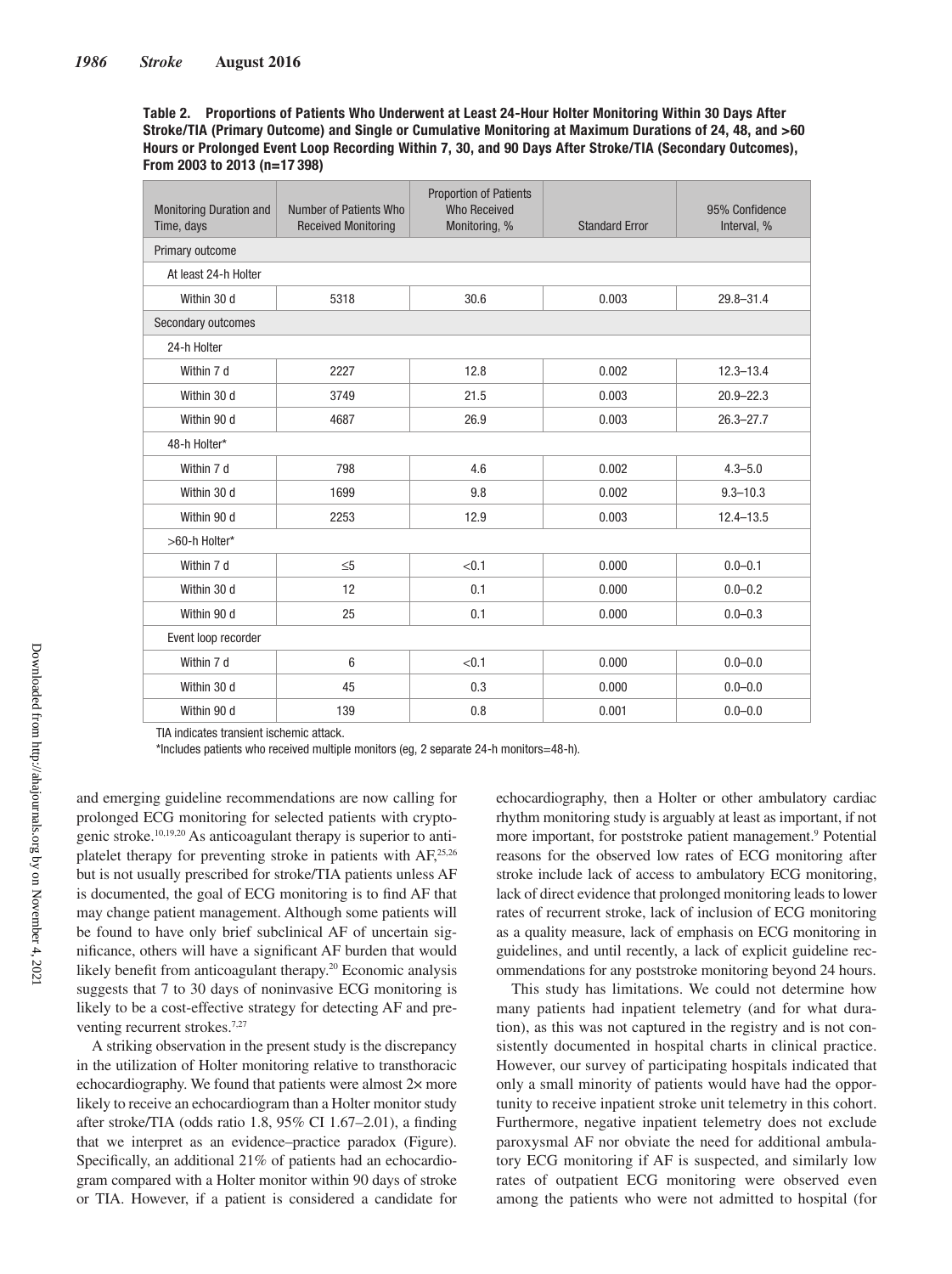**Table 2. Proportions of Patients Who Underwent at Least 24-Hour Holter Monitoring Within 30 Days After Stroke/TIA (Primary Outcome) and Single or Cumulative Monitoring at Maximum Durations of 24, 48, and >60 Hours or Prolonged Event Loop Recording Within 7, 30, and 90 Days After Stroke/TIA (Secondary Outcomes), From 2003 to 2013 (n=17 398)**

| Monitoring Duration and Time, days | Number of Patients Who Received Monitoring | Proportion of Patients Who Received Monitoring, % | Standard Error | 95% Confidence Interval, % |
|---|---|---|---|---|
| Primary outcome | | | | |
| At least 24-h Holter | | | | |
| Within 30 d | 5318 | 30.6 | 0.003 | 29.8–31.4 |
| Secondary outcomes | | | | |
| 24-h Holter | | | | |
| Within 7 d | 2227 | 12.8 | 0.002 | 12.3–13.4 |
| Within 30 d | 3749 | 21.5 | 0.003 | 20.9–22.3 |
| Within 90 d | 4687 | 26.9 | 0.003 | 26.3–27.7 |
| 48-h Holter* | | | | |
| Within 7 d | 798 | 4.6 | 0.002 | 4.3–5.0 |
| Within 30 d | 1699 | 9.8 | 0.002 | 9.3–10.3 |
| Within 90 d | 2253 | 12.9 | 0.003 | 12.4–13.5 |
| >60-h Holter* | | | | |
| Within 7 d | ≤5 | <0.1 | 0.000 | 0.0–0.1 |
| Within 30 d | 12 | 0.1 | 0.000 | 0.0–0.2 |
| Within 90 d | 25 | 0.1 | 0.000 | 0.0–0.3 |
| Event loop recorder | | | | |
| Within 7 d | 6 | <0.1 | 0.000 | 0.0–0.0 |
| Within 30 d | 45 | 0.3 | 0.000 | 0.0–0.0 |
| Within 90 d | 139 | 0.8 | 0.001 | 0.0–0.0 |

TIA indicates transient ischemic attack.

*Includes patients who received multiple monitors (eg, 2 separate 24-h monitors=48-h).

and emerging guideline recommendations are now calling for prolonged ECG monitoring for selected patients with cryptogenic stroke.[10,19,20] As anticoagulant therapy is superior to antiplatelet therapy for preventing stroke in patients with AF,[25,26] but is not usually prescribed for stroke/TIA patients unless AF is documented, the goal of ECG monitoring is to find AF that may change patient management. Although some patients will be found to have only brief subclinical AF of uncertain significance, others will have a significant AF burden that would likely benefit from anticoagulant therapy.[20] Economic analysis suggests that 7 to 30 days of noninvasive ECG monitoring is likely to be a cost-effective strategy for detecting AF and preventing recurrent strokes.[7,27]

A striking observation in the present study is the discrepancy in the utilization of Holter monitoring relative to transthoracic echocardiography. We found that patients were almost 2× more likely to receive an echocardiogram than a Holter monitor study after stroke/TIA (odds ratio 1.8, 95% CI 1.67–2.01), a finding that we interpret as an evidence–practice paradox (Figure). Specifically, an additional 21% of patients had an echocardiogram compared with a Holter monitor within 90 days of stroke or TIA. However, if a patient is considered a candidate for echocardiography, then a Holter or other ambulatory cardiac rhythm monitoring study is arguably at least as important, if not more important, for poststroke patient management.[9] Potential reasons for the observed low rates of ECG monitoring after stroke include lack of access to ambulatory ECG monitoring, lack of direct evidence that prolonged monitoring leads to lower rates of recurrent stroke, lack of inclusion of ECG monitoring as a quality measure, lack of emphasis on ECG monitoring in guidelines, and until recently, a lack of explicit guideline recommendations for any poststroke monitoring beyond 24 hours.

This study has limitations. We could not determine how many patients had inpatient telemetry (and for what duration), as this was not captured in the registry and is not consistently documented in hospital charts in clinical practice. However, our survey of participating hospitals indicated that only a small minority of patients would have had the opportunity to receive inpatient stroke unit telemetry in this cohort. Furthermore, negative inpatient telemetry does not exclude paroxysmal AF nor obviate the need for additional ambulatory ECG monitoring if AF is suspected, and similarly low rates of outpatient ECG monitoring were observed even among the patients who were not admitted to hospital (for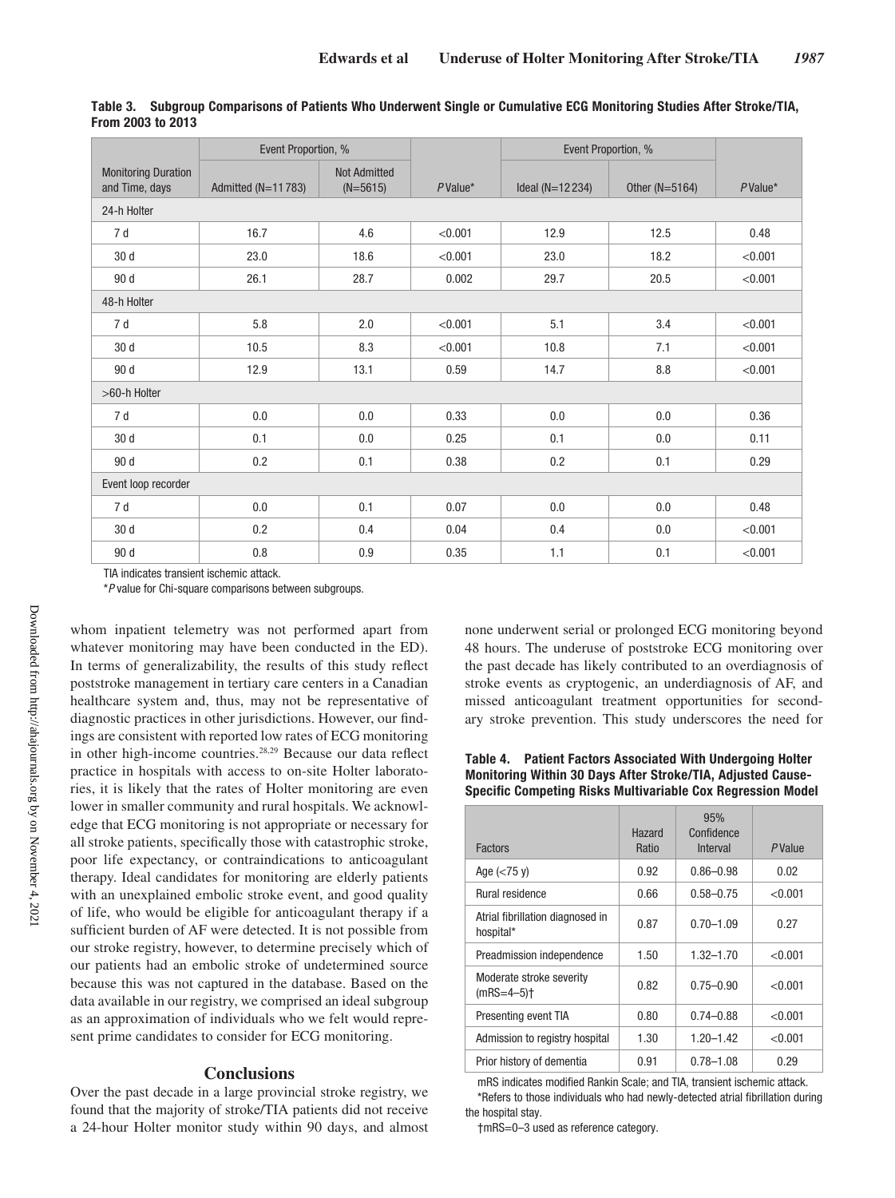**Table 3. Subgroup Comparisons of Patients Who Underwent Single or Cumulative ECG Monitoring Studies After Stroke/TIA, From 2003 to 2013**

| Monitoring Duration and Time, days | Event Proportion, % | | *P* Value* | Event Proportion, % | | *P* Value* |
|---|---|---|---|---|---|---|
| | Admitted (N=11 783) | Not Admitted (N=5615) | | Ideal (N=12 234) | Other (N=5164) | |
| 24-h Holter | | | | | | |
| 7 d | 16.7 | 4.6 | <0.001 | 12.9 | 12.5 | 0.48 |
| 30 d | 23.0 | 18.6 | <0.001 | 23.0 | 18.2 | <0.001 |
| 90 d | 26.1 | 28.7 | 0.002 | 29.7 | 20.5 | <0.001 |
| 48-h Holter | | | | | | |
| 7 d | 5.8 | 2.0 | <0.001 | 5.1 | 3.4 | <0.001 |
| 30 d | 10.5 | 8.3 | <0.001 | 10.8 | 7.1 | <0.001 |
| 90 d | 12.9 | 13.1 | 0.59 | 14.7 | 8.8 | <0.001 |
| >60-h Holter | | | | | | |
| 7 d | 0.0 | 0.0 | 0.33 | 0.0 | 0.0 | 0.36 |
| 30 d | 0.1 | 0.0 | 0.25 | 0.1 | 0.0 | 0.11 |
| 90 d | 0.2 | 0.1 | 0.38 | 0.2 | 0.1 | 0.29 |
| Event loop recorder | | | | | | |
| 7 d | 0.0 | 0.1 | 0.07 | 0.0 | 0.0 | 0.48 |
| 30 d | 0.2 | 0.4 | 0.04 | 0.4 | 0.0 | <0.001 |
| 90 d | 0.8 | 0.9 | 0.35 | 1.1 | 0.1 | <0.001 |

TIA indicates transient ischemic attack.

\**P* value for Chi-square comparisons between subgroups.

whom inpatient telemetry was not performed apart from whatever monitoring may have been conducted in the ED). In terms of generalizability, the results of this study reflect poststroke management in tertiary care centers in a Canadian healthcare system and, thus, may not be representative of diagnostic practices in other jurisdictions. However, our findings are consistent with reported low rates of ECG monitoring in other high-income countries.[28,29] Because our data reflect practice in hospitals with access to on-site Holter laboratories, it is likely that the rates of Holter monitoring are even lower in smaller community and rural hospitals. We acknowledge that ECG monitoring is not appropriate or necessary for all stroke patients, specifically those with catastrophic stroke, poor life expectancy, or contraindications to anticoagulant therapy. Ideal candidates for monitoring are elderly patients with an unexplained embolic stroke event, and good quality of life, who would be eligible for anticoagulant therapy if a sufficient burden of AF were detected. It is not possible from our stroke registry, however, to determine precisely which of our patients had an embolic stroke of undetermined source because this was not captured in the database. Based on the data available in our registry, we comprised an ideal subgroup as an approximation of individuals who we felt would represent prime candidates to consider for ECG monitoring.

## Conclusions

Over the past decade in a large provincial stroke registry, we found that the majority of stroke/TIA patients did not receive a 24-hour Holter monitor study within 90 days, and almost none underwent serial or prolonged ECG monitoring beyond 48 hours. The underuse of poststroke ECG monitoring over the past decade has likely contributed to an overdiagnosis of stroke events as cryptogenic, an underdiagnosis of AF, and missed anticoagulant treatment opportunities for secondary stroke prevention. This study underscores the need for

**Table 4. Patient Factors Associated With Undergoing Holter Monitoring Within 30 Days After Stroke/TIA, Adjusted Cause-Specific Competing Risks Multivariable Cox Regression Model**

| Factors | Hazard Ratio | 95% Confidence Interval | *P* Value |
|---|---|---|---|
| Age (<75 y) | 0.92 | 0.86–0.98 | 0.02 |
| Rural residence | 0.66 | 0.58–0.75 | <0.001 |
| Atrial fibrillation diagnosed in hospital* | 0.87 | 0.70–1.09 | 0.27 |
| Preadmission independence | 1.50 | 1.32–1.70 | <0.001 |
| Moderate stroke severity (mRS=4–5)† | 0.82 | 0.75–0.90 | <0.001 |
| Presenting event TIA | 0.80 | 0.74–0.88 | <0.001 |
| Admission to registry hospital | 1.30 | 1.20–1.42 | <0.001 |
| Prior history of dementia | 0.91 | 0.78–1.08 | 0.29 |

mRS indicates modified Rankin Scale; and TIA, transient ischemic attack.

\*Refers to those individuals who had newly-detected atrial fibrillation during the hospital stay.

†mRS=0–3 used as reference category.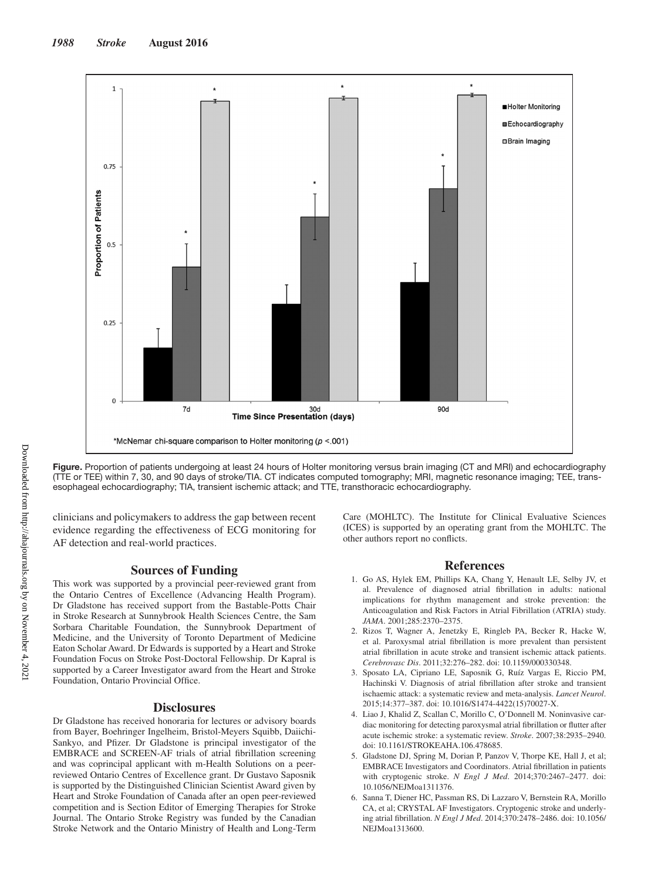1

0.75

0.5

0.25

0

Proportion of Patients

7d

30d

90d

Time Since Presentation (days)

■Holter Monitoring

■Echocardiography

□Brain Imaging

*

*McNemar chi-square comparison to Holter monitoring ($p$ <.001)

**Figure.** Proportion of patients undergoing at least 24 hours of Holter monitoring versus brain imaging (CT and MRI) and echocardiography (TTE or TEE) within 7, 30, and 90 days of stroke/TIA. CT indicates computed tomography; MRI, magnetic resonance imaging; TEE, transesophageal echocardiography; TIA, transient ischemic attack; and TTE, transthoracic echocardiography.

clinicians and policymakers to address the gap between recent evidence regarding the effectiveness of ECG monitoring for AF detection and real-world practices.

## Sources of Funding

This work was supported by a provincial peer-reviewed grant from the Ontario Centres of Excellence (Advancing Health Program). Dr Gladstone has received support from the Bastable-Potts Chair in Stroke Research at Sunnybrook Health Sciences Centre, the Sam Sorbara Charitable Foundation, the Sunnybrook Department of Medicine, and the University of Toronto Department of Medicine Eaton Scholar Award. Dr Edwards is supported by a Heart and Stroke Foundation Focus on Stroke Post-Doctoral Fellowship. Dr Kapral is supported by a Career Investigator award from the Heart and Stroke Foundation, Ontario Provincial Office.

## Disclosures

Dr Gladstone has received honoraria for lectures or advisory boards from Bayer, Boehringer Ingelheim, Bristol-Meyers Squibb, Daiichi-Sankyo, and Pfizer. Dr Gladstone is principal investigator of the EMBRACE and SCREEN-AF trials of atrial fibrillation screening and was coprincipal applicant with m-Health Solutions on a peer-reviewed Ontario Centres of Excellence grant. Dr Gustavo Saposnik is supported by the Distinguished Clinician Scientist Award given by Heart and Stroke Foundation of Canada after an open peer-reviewed competition and is Section Editor of Emerging Therapies for Stroke Journal. The Ontario Stroke Registry was funded by the Canadian Stroke Network and the Ontario Ministry of Health and Long-Term Care (MOHLTC). The Institute for Clinical Evaluative Sciences (ICES) is supported by an operating grant from the MOHLTC. The other authors report no conflicts.

## References

1. Go AS, Hylek EM, Phillips KA, Chang Y, Henault LE, Selby JV, et al. Prevalence of diagnosed atrial fibrillation in adults: national implications for rhythm management and stroke prevention: the Anticoagulation and Risk Factors in Atrial Fibrillation (ATRIA) study. *JAMA*. 2001;285:2370–2375.
2. Rizos T, Wagner A, Jenetzky E, Ringleb PA, Becker R, Hacke W, et al. Paroxysmal atrial fibrillation is more prevalent than persistent atrial fibrillation in acute stroke and transient ischemic attack patients. *Cerebrovasc Dis*. 2011;32:276–282. doi: 10.1159/000330348.
3. Sposato LA, Cipriano LE, Saposnik G, Ruíz Vargas E, Riccio PM, Hachinski V. Diagnosis of atrial fibrillation after stroke and transient ischaemic attack: a systematic review and meta-analysis. *Lancet Neurol*. 2015;14:377–387. doi: 10.1016/S1474-4422(15)70027-X.
4. Liao J, Khalid Z, Scallan C, Morillo C, O'Donnell M. Noninvasive cardiac monitoring for detecting paroxysmal atrial fibrillation or flutter after acute ischemic stroke: a systematic review. *Stroke*. 2007;38:2935–2940. doi: 10.1161/STROKEAHA.106.478685.
5. Gladstone DJ, Spring M, Dorian P, Panzov V, Thorpe KE, Hall J, et al; EMBRACE Investigators and Coordinators. Atrial fibrillation in patients with cryptogenic stroke. *N Engl J Med*. 2014;370:2467–2477. doi: 10.1056/NEJMoa1311376.
6. Sanna T, Diener HC, Passman RS, Di Lazzaro V, Bernstein RA, Morillo CA, et al; CRYSTAL AF Investigators. Cryptogenic stroke and underlying atrial fibrillation. *N Engl J Med*. 2014;370:2478–2486. doi: 10.1056/NEJMoa1313600.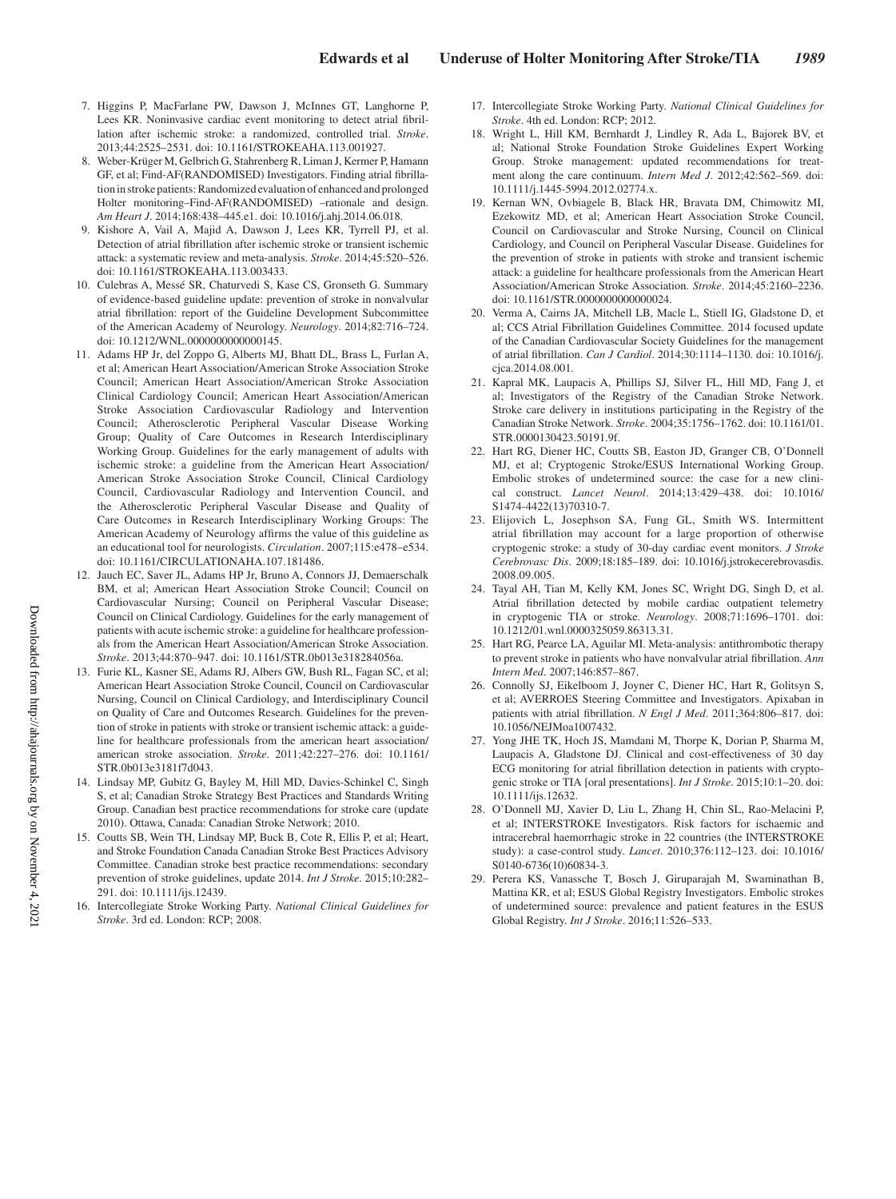7. Higgins P, MacFarlane PW, Dawson J, McInnes GT, Langhorne P, Lees KR. Noninvasive cardiac event monitoring to detect atrial fibrillation after ischemic stroke: a randomized, controlled trial. *Stroke*. 2013;44:2525–2531. doi: 10.1161/STROKEAHA.113.001927.
8. Weber-Krüger M, Gelbrich G, Stahrenberg R, Liman J, Kermer P, Hamann GF, et al; Find-AF(RANDOMISED) Investigators. Finding atrial fibrillation in stroke patients: Randomized evaluation of enhanced and prolonged Holter monitoring–Find-AF(RANDOMISED) –rationale and design. *Am Heart J*. 2014;168:438–445.e1. doi: 10.1016/j.ahj.2014.06.018.
9. Kishore A, Vail A, Majid A, Dawson J, Lees KR, Tyrrell PJ, et al. Detection of atrial fibrillation after ischemic stroke or transient ischemic attack: a systematic review and meta-analysis. *Stroke*. 2014;45:520–526. doi: 10.1161/STROKEAHA.113.003433.
10. Culebras A, Messé SR, Chaturvedi S, Kase CS, Gronseth G. Summary of evidence-based guideline update: prevention of stroke in nonvalvular atrial fibrillation: report of the Guideline Development Subcommittee of the American Academy of Neurology. *Neurology*. 2014;82:716–724. doi: 10.1212/WNL.0000000000000145.
11. Adams HP Jr, del Zoppo G, Alberts MJ, Bhatt DL, Brass L, Furlan A, et al; American Heart Association/American Stroke Association Stroke Council; American Heart Association/American Stroke Association Clinical Cardiology Council; American Heart Association/American Stroke Association Cardiovascular Radiology and Intervention Council; Atherosclerotic Peripheral Vascular Disease Working Group; Quality of Care Outcomes in Research Interdisciplinary Working Group. Guidelines for the early management of adults with ischemic stroke: a guideline from the American Heart Association/American Stroke Association Stroke Council, Clinical Cardiology Council, Cardiovascular Radiology and Intervention Council, and the Atherosclerotic Peripheral Vascular Disease and Quality of Care Outcomes in Research Interdisciplinary Working Groups: The American Academy of Neurology affirms the value of this guideline as an educational tool for neurologists. *Circulation*. 2007;115:e478–e534. doi: 10.1161/CIRCULATIONAHA.107.181486.
12. Jauch EC, Saver JL, Adams HP Jr, Bruno A, Connors JJ, Demaerschalk BM, et al; American Heart Association Stroke Council; Council on Cardiovascular Nursing; Council on Peripheral Vascular Disease; Council on Clinical Cardiology. Guidelines for the early management of patients with acute ischemic stroke: a guideline for healthcare professionals from the American Heart Association/American Stroke Association. *Stroke*. 2013;44:870–947. doi: 10.1161/STR.0b013e318284056a.
13. Furie KL, Kasner SE, Adams RJ, Albers GW, Bush RL, Fagan SC, et al; American Heart Association Stroke Council, Council on Cardiovascular Nursing, Council on Clinical Cardiology, and Interdisciplinary Council on Quality of Care and Outcomes Research. Guidelines for the prevention of stroke in patients with stroke or transient ischemic attack: a guideline for healthcare professionals from the american heart association/american stroke association. *Stroke*. 2011;42:227–276. doi: 10.1161/STR.0b013e3181f7d043.
14. Lindsay MP, Gubitz G, Bayley M, Hill MD, Davies-Schinkel C, Singh S, et al; Canadian Stroke Strategy Best Practices and Standards Writing Group. Canadian best practice recommendations for stroke care (update 2010). Ottawa, Canada: Canadian Stroke Network; 2010.
15. Coutts SB, Wein TH, Lindsay MP, Buck B, Cote R, Ellis P, et al; Heart, and Stroke Foundation Canada Canadian Stroke Best Practices Advisory Committee. Canadian stroke best practice recommendations: secondary prevention of stroke guidelines, update 2014. *Int J Stroke*. 2015;10:282–291. doi: 10.1111/ijs.12439.
16. Intercollegiate Stroke Working Party. *National Clinical Guidelines for Stroke*. 3rd ed. London: RCP; 2008.
17. Intercollegiate Stroke Working Party. *National Clinical Guidelines for Stroke*. 4th ed. London: RCP; 2012.
18. Wright L, Hill KM, Bernhardt J, Lindley R, Ada L, Bajorek BV, et al; National Stroke Foundation Stroke Guidelines Expert Working Group. Stroke management: updated recommendations for treatment along the care continuum. *Intern Med J*. 2012;42:562–569. doi: 10.1111/j.1445-5994.2012.02774.x.
19. Kernan WN, Ovbiagele B, Black HR, Bravata DM, Chimowitz MI, Ezekowitz MD, et al; American Heart Association Stroke Council, Council on Cardiovascular and Stroke Nursing, Council on Clinical Cardiology, and Council on Peripheral Vascular Disease. Guidelines for the prevention of stroke in patients with stroke and transient ischemic attack: a guideline for healthcare professionals from the American Heart Association/American Stroke Association. *Stroke*. 2014;45:2160–2236. doi: 10.1161/STR.0000000000000024.
20. Verma A, Cairns JA, Mitchell LB, Macle L, Stiell IG, Gladstone D, et al; CCS Atrial Fibrillation Guidelines Committee. 2014 focused update of the Canadian Cardiovascular Society Guidelines for the management of atrial fibrillation. *Can J Cardiol*. 2014;30:1114–1130. doi: 10.1016/j.cjca.2014.08.001.
21. Kapral MK, Laupacis A, Phillips SJ, Silver FL, Hill MD, Fang J, et al; Investigators of the Registry of the Canadian Stroke Network. Stroke care delivery in institutions participating in the Registry of the Canadian Stroke Network. *Stroke*. 2004;35:1756–1762. doi: 10.1161/01.STR.0000130423.50191.9f.
22. Hart RG, Diener HC, Coutts SB, Easton JD, Granger CB, O'Donnell MJ, et al; Cryptogenic Stroke/ESUS International Working Group. Embolic strokes of undetermined source: the case for a new clinical construct. *Lancet Neurol*. 2014;13:429–438. doi: 10.1016/S1474-4422(13)70310-7.
23. Elijovich L, Josephson SA, Fung GL, Smith WS. Intermittent atrial fibrillation may account for a large proportion of otherwise cryptogenic stroke: a study of 30-day cardiac event monitors. *J Stroke Cerebrovasc Dis*. 2009;18:185–189. doi: 10.1016/j.jstrokecerebrovasdis.2008.09.005.
24. Tayal AH, Tian M, Kelly KM, Jones SC, Wright DG, Singh D, et al. Atrial fibrillation detected by mobile cardiac outpatient telemetry in cryptogenic TIA or stroke. *Neurology*. 2008;71:1696–1701. doi: 10.1212/01.wnl.0000325059.86313.31.
25. Hart RG, Pearce LA, Aguilar MI. Meta-analysis: antithrombotic therapy to prevent stroke in patients who have nonvalvular atrial fibrillation. *Ann Intern Med*. 2007;146:857–867.
26. Connolly SJ, Eikelboom J, Joyner C, Diener HC, Hart R, Golitsyn S, et al; AVERROES Steering Committee and Investigators. Apixaban in patients with atrial fibrillation. *N Engl J Med*. 2011;364:806–817. doi: 10.1056/NEJMoa1007432.
27. Yong JHE TK, Hoch JS, Mamdani M, Thorpe K, Dorian P, Sharma M, Laupacis A, Gladstone DJ. Clinical and cost-effectiveness of 30 day ECG monitoring for atrial fibrillation detection in patients with cryptogenic stroke or TIA [oral presentations]. *Int J Stroke*. 2015;10:1–20. doi: 10.1111/ijs.12632.
28. O'Donnell MJ, Xavier D, Liu L, Zhang H, Chin SL, Rao-Melacini P, et al; INTERSTROKE Investigators. Risk factors for ischaemic and intracerebral haemorrhagic stroke in 22 countries (the INTERSTROKE study): a case-control study. *Lancet*. 2010;376:112–123. doi: 10.1016/S0140-6736(10)60834-3.
29. Perera KS, Vanassche T, Bosch J, Giruparajah M, Swaminathan B, Mattina KR, et al; ESUS Global Registry Investigators. Embolic strokes of undetermined source: prevalence and patient features in the ESUS Global Registry. *Int J Stroke*. 2016;11:526–533.